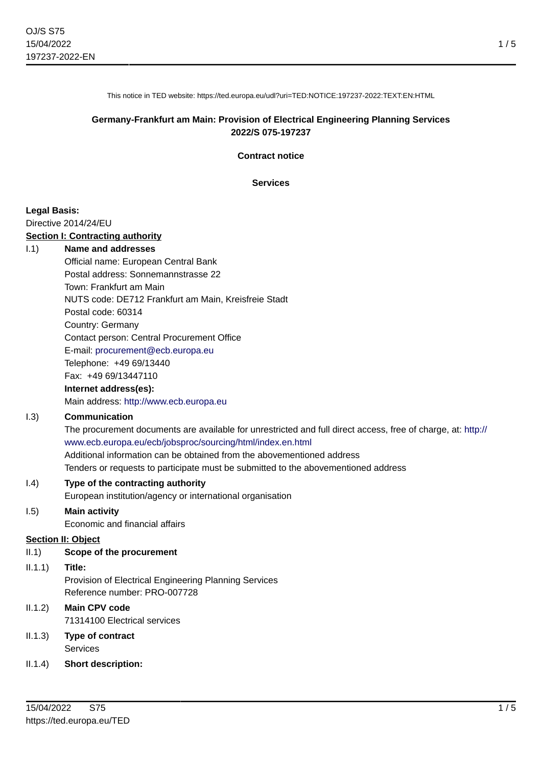This notice in TED website: https://ted.europa.eu/udl?uri=TED:NOTICE:197237-2022:TEXT:EN:HTML

**Germany-Frankfurt am Main: Provision of Electrical Engineering Planning Services**
**2022/S 075-197237**

**Contract notice**

**Services**

**Legal Basis:**
Directive 2014/24/EU

**Section I: Contracting authority**

I.1) **Name and addresses**
Official name: European Central Bank
Postal address: Sonnemannstrasse 22
Town: Frankfurt am Main
NUTS code: DE712 Frankfurt am Main, Kreisfreie Stadt
Postal code: 60314
Country: Germany
Contact person: Central Procurement Office
E-mail: procurement@ecb.europa.eu
Telephone: +49 69/13440
Fax: +49 69/13447110
**Internet address(es):**
Main address: http://www.ecb.europa.eu

I.3) **Communication**
The procurement documents are available for unrestricted and full direct access, free of charge, at: http://www.ecb.europa.eu/ecb/jobsproc/sourcing/html/index.en.html
Additional information can be obtained from the abovementioned address
Tenders or requests to participate must be submitted to the abovementioned address

I.4) **Type of the contracting authority**
European institution/agency or international organisation

I.5) **Main activity**
Economic and financial affairs

**Section II: Object**

II.1) **Scope of the procurement**

II.1.1) **Title:**
Provision of Electrical Engineering Planning Services
Reference number: PRO-007728

II.1.2) **Main CPV code**
71314100 Electrical services

II.1.3) **Type of contract**
Services

II.1.4) **Short description:**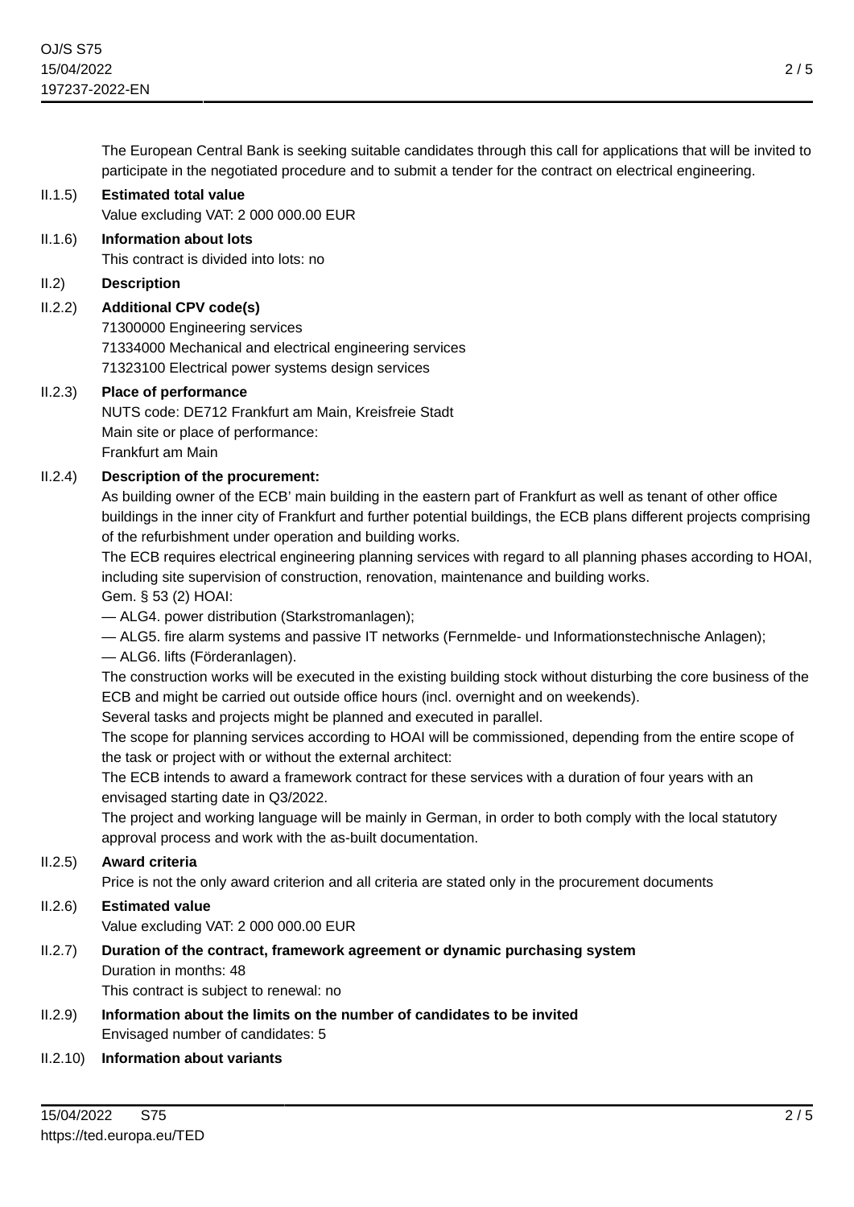The European Central Bank is seeking suitable candidates through this call for applications that will be invited to participate in the negotiated procedure and to submit a tender for the contract on electrical engineering.

II.1.5) **Estimated total value**
Value excluding VAT: 2 000 000.00 EUR

II.1.6) **Information about lots**
This contract is divided into lots: no

II.2) **Description**

II.2.2) **Additional CPV code(s)**
71300000 Engineering services
71334000 Mechanical and electrical engineering services
71323100 Electrical power systems design services

II.2.3) **Place of performance**
NUTS code: DE712 Frankfurt am Main, Kreisfreie Stadt
Main site or place of performance:
Frankfurt am Main

II.2.4) **Description of the procurement:**
As building owner of the ECB' main building in the eastern part of Frankfurt as well as tenant of other office buildings in the inner city of Frankfurt and further potential buildings, the ECB plans different projects comprising of the refurbishment under operation and building works.
The ECB requires electrical engineering planning services with regard to all planning phases according to HOAI, including site supervision of construction, renovation, maintenance and building works.
Gem. § 53 (2) HOAI:
— ALG4. power distribution (Starkstromanlagen);
— ALG5. fire alarm systems and passive IT networks (Fernmelde- und Informationstechnische Anlagen);
— ALG6. lifts (Förderanlagen).
The construction works will be executed in the existing building stock without disturbing the core business of the ECB and might be carried out outside office hours (incl. overnight and on weekends).
Several tasks and projects might be planned and executed in parallel.
The scope for planning services according to HOAI will be commissioned, depending from the entire scope of the task or project with or without the external architect:
The ECB intends to award a framework contract for these services with a duration of four years with an envisaged starting date in Q3/2022.
The project and working language will be mainly in German, in order to both comply with the local statutory approval process and work with the as-built documentation.

II.2.5) **Award criteria**
Price is not the only award criterion and all criteria are stated only in the procurement documents

II.2.6) **Estimated value**
Value excluding VAT: 2 000 000.00 EUR

II.2.7) **Duration of the contract, framework agreement or dynamic purchasing system**
Duration in months: 48
This contract is subject to renewal: no

II.2.9) **Information about the limits on the number of candidates to be invited**
Envisaged number of candidates: 5

II.2.10) **Information about variants**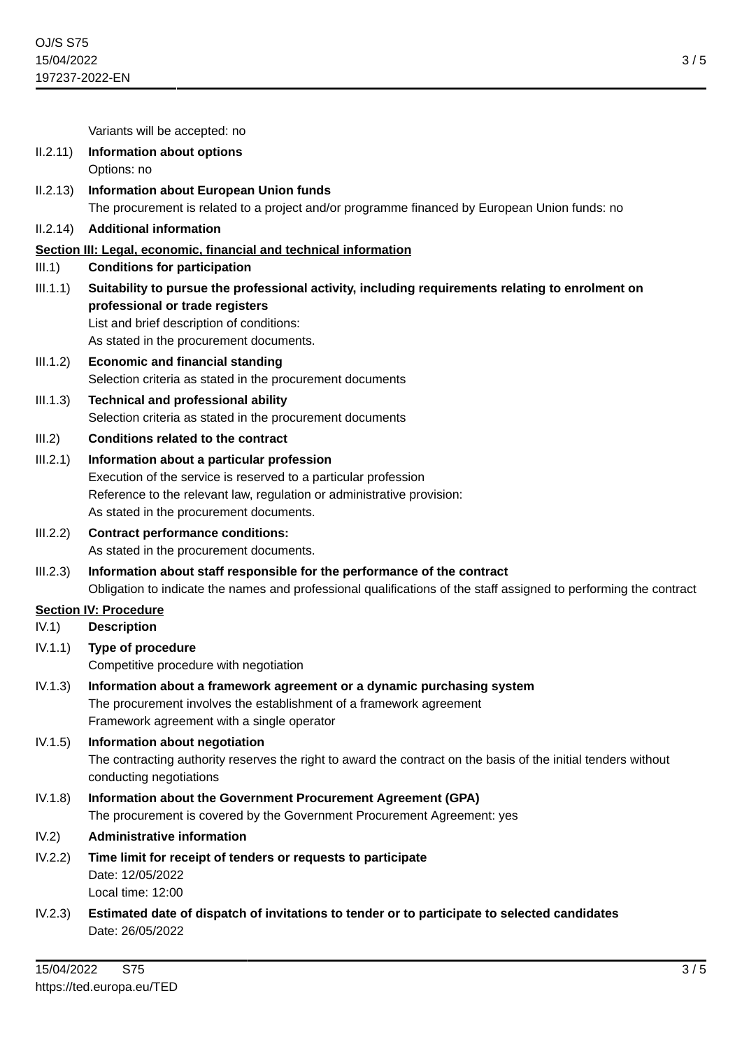Variants will be accepted: no

**II.2.11) Information about options**

Options: no

**II.2.13) Information about European Union funds**

The procurement is related to a project and/or programme financed by European Union funds: no

**II.2.14) Additional information**

## Section III: Legal, economic, financial and technical information

**III.1) Conditions for participation**

**III.1.1) Suitability to pursue the professional activity, including requirements relating to enrolment on professional or trade registers**

List and brief description of conditions:
As stated in the procurement documents.

**III.1.2) Economic and financial standing**

Selection criteria as stated in the procurement documents

**III.1.3) Technical and professional ability**

Selection criteria as stated in the procurement documents

**III.2) Conditions related to the contract**

**III.2.1) Information about a particular profession**

Execution of the service is reserved to a particular profession
Reference to the relevant law, regulation or administrative provision:
As stated in the procurement documents.

**III.2.2) Contract performance conditions:**

As stated in the procurement documents.

**III.2.3) Information about staff responsible for the performance of the contract**

Obligation to indicate the names and professional qualifications of the staff assigned to performing the contract

## Section IV: Procedure

**IV.1) Description**

**IV.1.1) Type of procedure**

Competitive procedure with negotiation

**IV.1.3) Information about a framework agreement or a dynamic purchasing system**

The procurement involves the establishment of a framework agreement
Framework agreement with a single operator

**IV.1.5) Information about negotiation**

The contracting authority reserves the right to award the contract on the basis of the initial tenders without conducting negotiations

**IV.1.8) Information about the Government Procurement Agreement (GPA)**

The procurement is covered by the Government Procurement Agreement: yes

**IV.2) Administrative information**

**IV.2.2) Time limit for receipt of tenders or requests to participate**

Date: 12/05/2022
Local time: 12:00

**IV.2.3) Estimated date of dispatch of invitations to tender or to participate to selected candidates**

Date: 26/05/2022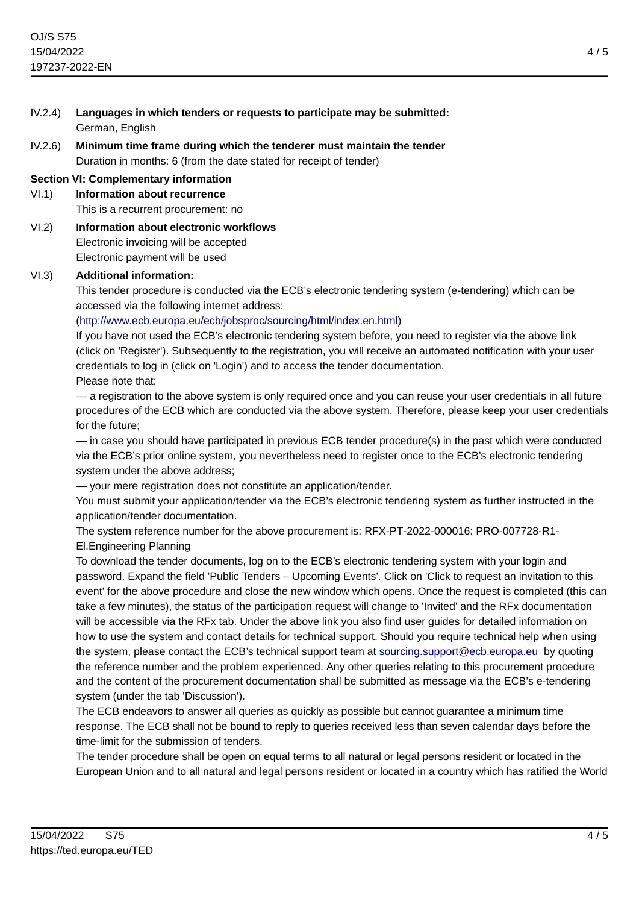IV.2.4) **Languages in which tenders or requests to participate may be submitted:**
German, English

IV.2.6) **Minimum time frame during which the tenderer must maintain the tender**
Duration in months: 6 (from the date stated for receipt of tender)

## Section VI: Complementary information

VI.1) **Information about recurrence**
This is a recurrent procurement: no

VI.2) **Information about electronic workflows**
Electronic invoicing will be accepted
Electronic payment will be used

VI.3) **Additional information:**
This tender procedure is conducted via the ECB's electronic tendering system (e-tendering) which can be accessed via the following internet address:
(http://www.ecb.europa.eu/ecb/jobsproc/sourcing/html/index.en.html)
If you have not used the ECB's electronic tendering system before, you need to register via the above link (click on 'Register'). Subsequently to the registration, you will receive an automated notification with your user credentials to log in (click on 'Login') and to access the tender documentation.
Please note that:
— a registration to the above system is only required once and you can reuse your user credentials in all future procedures of the ECB which are conducted via the above system. Therefore, please keep your user credentials for the future;
— in case you should have participated in previous ECB tender procedure(s) in the past which were conducted via the ECB's prior online system, you nevertheless need to register once to the ECB's electronic tendering system under the above address;
— your mere registration does not constitute an application/tender.
You must submit your application/tender via the ECB's electronic tendering system as further instructed in the application/tender documentation.
The system reference number for the above procurement is: RFX-PT-2022-000016: PRO-007728-R1-El.Engineering Planning
To download the tender documents, log on to the ECB's electronic tendering system with your login and password. Expand the field 'Public Tenders – Upcoming Events'. Click on 'Click to request an invitation to this event' for the above procedure and close the new window which opens. Once the request is completed (this can take a few minutes), the status of the participation request will change to 'Invited' and the RFx documentation will be accessible via the RFx tab. Under the above link you also find user guides for detailed information on how to use the system and contact details for technical support. Should you require technical help when using the system, please contact the ECB's technical support team at sourcing.support@ecb.europa.eu by quoting the reference number and the problem experienced. Any other queries relating to this procurement procedure and the content of the procurement documentation shall be submitted as message via the ECB's e-tendering system (under the tab 'Discussion').
The ECB endeavors to answer all queries as quickly as possible but cannot guarantee a minimum time response. The ECB shall not be bound to reply to queries received less than seven calendar days before the time-limit for the submission of tenders.
The tender procedure shall be open on equal terms to all natural or legal persons resident or located in the European Union and to all natural and legal persons resident or located in a country which has ratified the World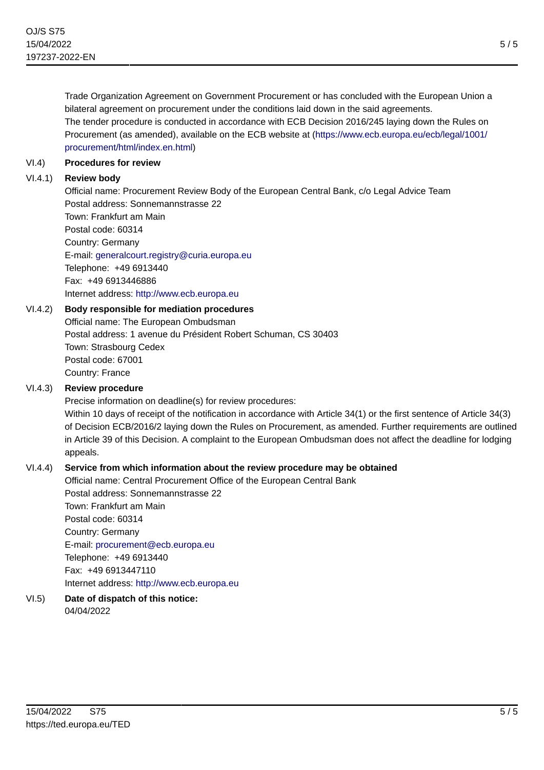Trade Organization Agreement on Government Procurement or has concluded with the European Union a bilateral agreement on procurement under the conditions laid down in the said agreements.
The tender procedure is conducted in accordance with ECB Decision 2016/245 laying down the Rules on Procurement (as amended), available on the ECB website at (https://www.ecb.europa.eu/ecb/legal/1001/procurement/html/index.en.html)

**VI.4) Procedures for review**

**VI.4.1) Review body**

Official name: Procurement Review Body of the European Central Bank, c/o Legal Advice Team
Postal address: Sonnemannstrasse 22
Town: Frankfurt am Main
Postal code: 60314
Country: Germany
E-mail: generalcourt.registry@curia.europa.eu
Telephone: +49 6913440
Fax: +49 6913446886
Internet address: http://www.ecb.europa.eu

**VI.4.2) Body responsible for mediation procedures**

Official name: The European Ombudsman
Postal address: 1 avenue du Président Robert Schuman, CS 30403
Town: Strasbourg Cedex
Postal code: 67001
Country: France

**VI.4.3) Review procedure**

Precise information on deadline(s) for review procedures:
Within 10 days of receipt of the notification in accordance with Article 34(1) or the first sentence of Article 34(3) of Decision ECB/2016/2 laying down the Rules on Procurement, as amended. Further requirements are outlined in Article 39 of this Decision. A complaint to the European Ombudsman does not affect the deadline for lodging appeals.

**VI.4.4) Service from which information about the review procedure may be obtained**

Official name: Central Procurement Office of the European Central Bank
Postal address: Sonnemannstrasse 22
Town: Frankfurt am Main
Postal code: 60314
Country: Germany
E-mail: procurement@ecb.europa.eu
Telephone: +49 6913440
Fax: +49 6913447110
Internet address: http://www.ecb.europa.eu

**VI.5) Date of dispatch of this notice:**

04/04/2022